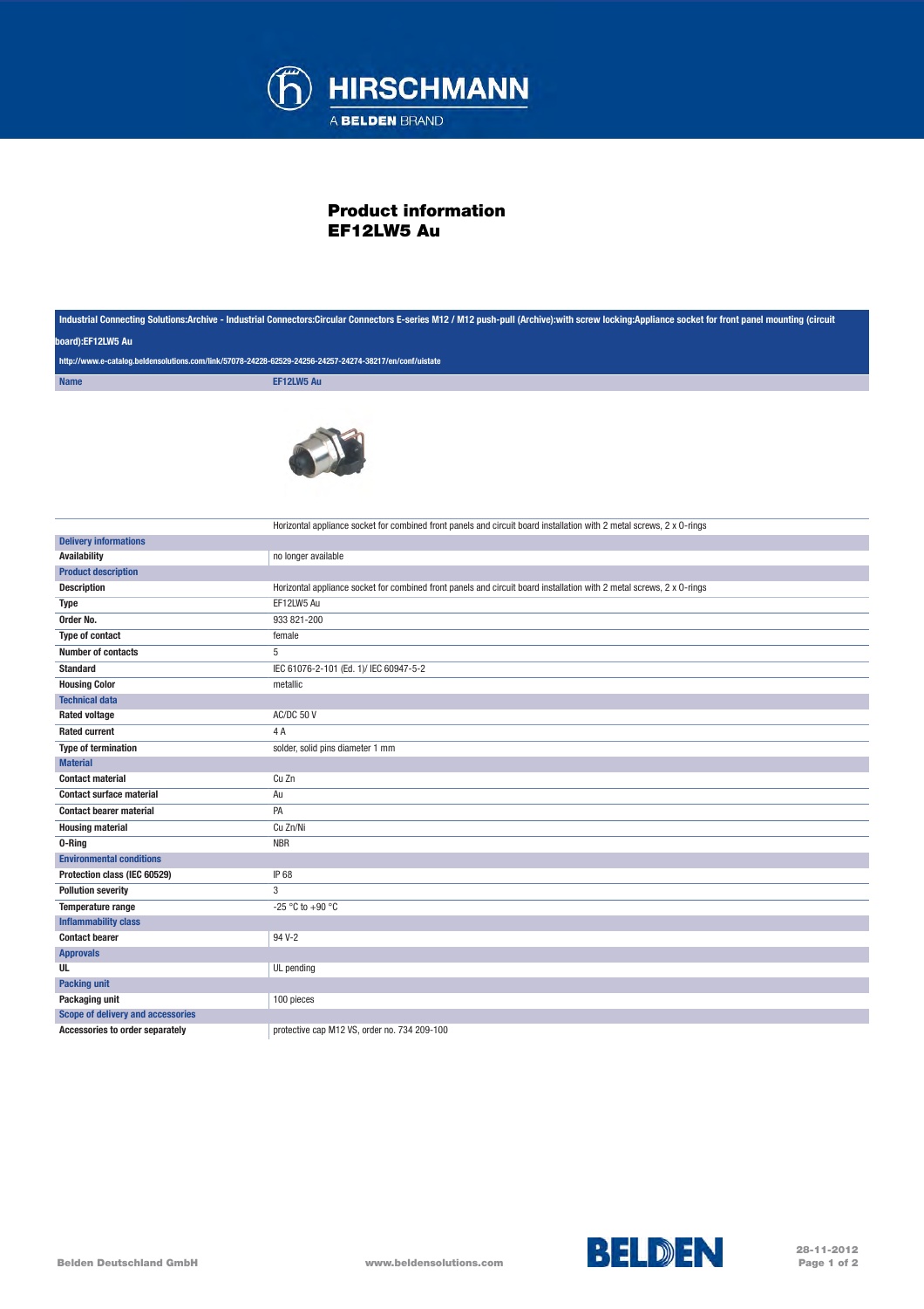# Product information
# EF12LW5 Au

Industrial Connecting Solutions:Archive - Industrial Connectors:Circular Connectors E-series M12 / M12 push-pull (Archive):with screw locking:Appliance socket for front panel mounting (circuit board):EF12LW5 Au

http://www.e-catalog.beldensolutions.com/link/57078-24228-62529-24256-24257-24274-38217/en/conf/uistate

| Name | EF12LW5 Au |
|---|---|
| | Horizontal appliance socket for combined front panels and circuit board installation with 2 metal screws, 2 x O-rings |
| **Delivery informations** | |
| Availability | no longer available |
| **Product description** | |
| Description | Horizontal appliance socket for combined front panels and circuit board installation with 2 metal screws, 2 x O-rings |
| Type | EF12LW5 Au |
| Order No. | 933 821-200 |
| Type of contact | female |
| Number of contacts | 5 |
| Standard | IEC 61076-2-101 (Ed. 1)/ IEC 60947-5-2 |
| Housing Color | metallic |
| **Technical data** | |
| Rated voltage | AC/DC 50 V |
| Rated current | 4 A |
| Type of termination | solder, solid pins diameter 1 mm |
| **Material** | |
| Contact material | Cu Zn |
| Contact surface material | Au |
| Contact bearer material | PA |
| Housing material | Cu Zn/Ni |
| O-Ring | NBR |
| **Environmental conditions** | |
| Protection class (IEC 60529) | IP 68 |
| Pollution severity | 3 |
| Temperature range | -25 °C to +90 °C |
| **Inflammability class** | |
| Contact bearer | 94 V-2 |
| **Approvals** | |
| UL | UL pending |
| **Packing unit** | |
| Packaging unit | 100 pieces |
| **Scope of delivery and accessories** | |
| Accessories to order separately | protective cap M12 VS, order no. 734 209-100 |

Belden Deutschland GmbH

www.beldensolutions.com

28-11-2012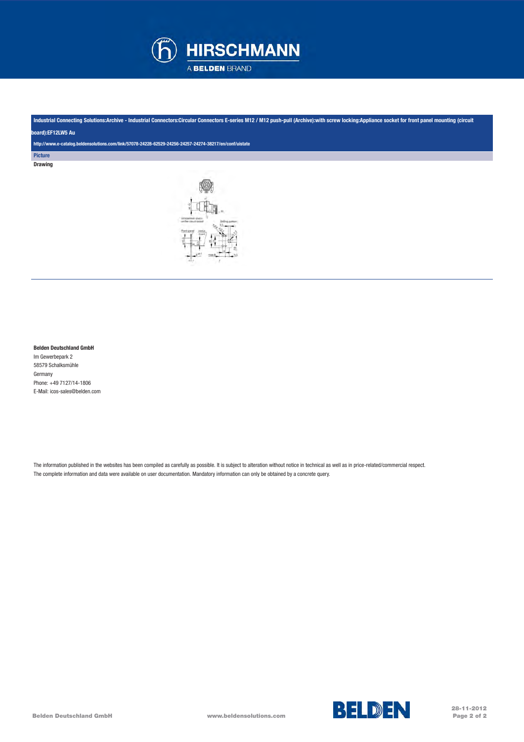**Industrial Connecting Solutions:Archive - Industrial Connectors:Circular Connectors E-series M12 / M12 push-pull (Archive):with screw locking:Appliance socket for front panel mounting (circuit board):EF12LW5 Au**

http://www.e-catalog.beldensolutions.com/link/57078-24228-62529-24256-24257-24274-38217/en/conf/uistate

**Picture**

**Drawing**

---

**Belden Deutschland GmbH**
Im Gewerbepark 2
58579 Schalksmühle
Germany
Phone: +49 7127/14-1806
E-Mail: icos-sales@belden.com

The information published in the websites has been compiled as carefully as possible. It is subject to alteration without notice in technical as well as in price-related/commercial respect.
The complete information and data were available on user documentation. Mandatory information can only be obtained by a concrete query.